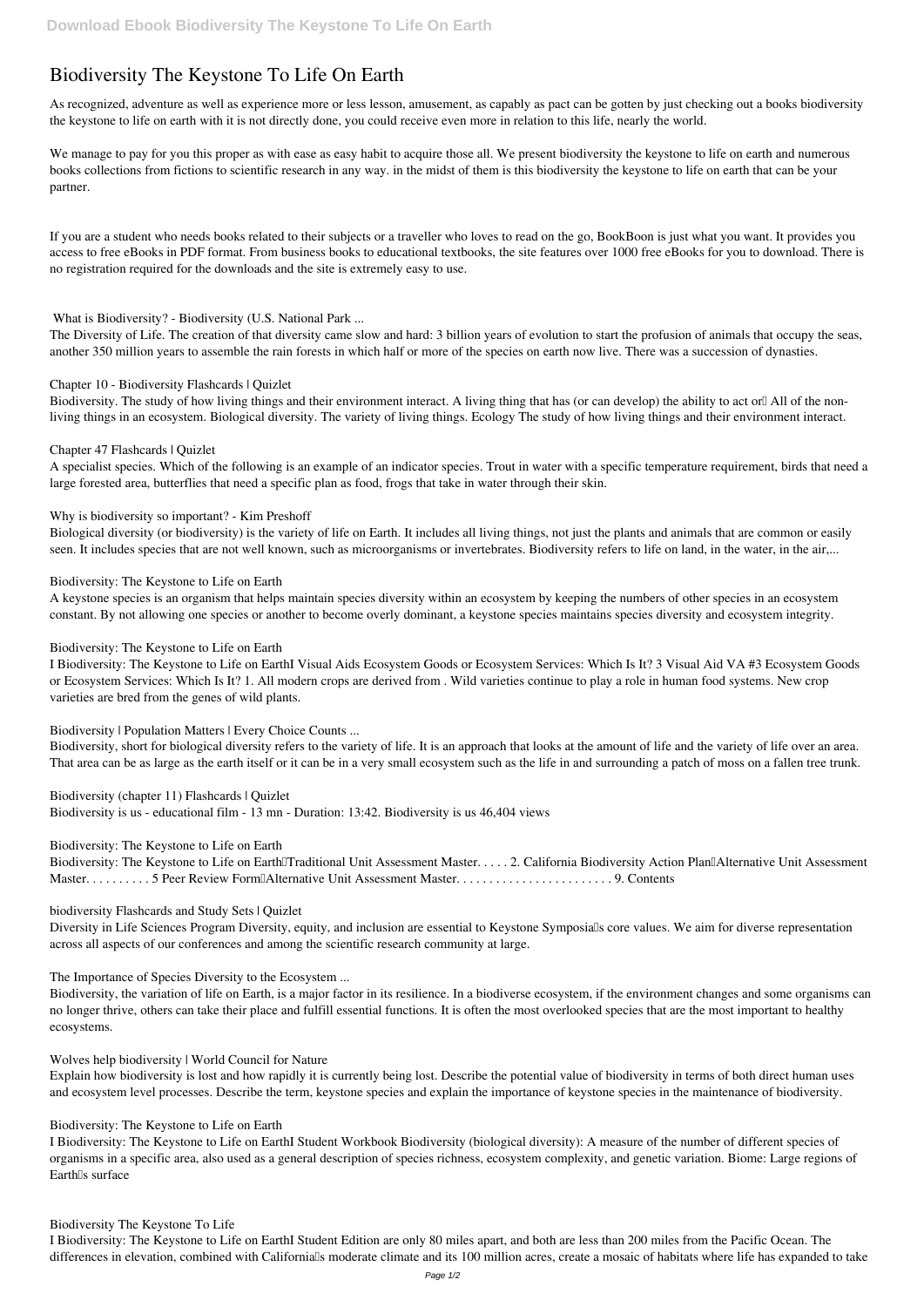# Biodiversity The Keystone To Life On Earth

As recognized, adventure as well as experience more or less lesson, amusement, as capably as pact can be gotten by just checking out a books biodiversity the keystone to life on earth with it is not directly done, you could receive even more in relation to this life, nearly the world.

We manage to pay for you this proper as with ease as easy habit to acquire those all. We present biodiversity the keystone to life on earth and numerous books collections from fictions to scientific research in any way. in the midst of them is this biodiversity the keystone to life on earth that can be your partner.

If you are a student who needs books related to their subjects or a traveller who loves to read on the go, BookBoon is just what you want. It provides you access to free eBooks in PDF format. From business books to educational textbooks, the site features over 1000 free eBooks for you to download. There is no registration required for the downloads and the site is extremely easy to use.

**What is Biodiversity? - Biodiversity (U.S. National Park ...**

The Diversity of Life. The creation of that diversity came slow and hard: 3 billion years of evolution to start the profusion of animals that occupy the seas, another 350 million years to assemble the rain forests in which half or more of the species on earth now live. There was a succession of dynasties.

**Chapter 10 - Biodiversity Flashcards | Quizlet**

Biodiversity. The study of how living things and their environment interact. A living thing that has (or can develop) the ability to act or… All of the non-living things in an ecosystem. Biological diversity. The variety of living things. Ecology The study of how living things and their environment interact.

**Chapter 47 Flashcards | Quizlet**

A specialist species. Which of the following is an example of an indicator species. Trout in water with a specific temperature requirement, birds that need a large forested area, butterflies that need a specific plan as food, frogs that take in water through their skin.

**Why is biodiversity so important? - Kim Preshoff**

Biological diversity (or biodiversity) is the variety of life on Earth. It includes all living things, not just the plants and animals that are common or easily seen. It includes species that are not well known, such as microorganisms or invertebrates. Biodiversity refers to life on land, in the water, in the air,...

**Biodiversity: The Keystone to Life on Earth**

A keystone species is an organism that helps maintain species diversity within an ecosystem by keeping the numbers of other species in an ecosystem constant. By not allowing one species or another to become overly dominant, a keystone species maintains species diversity and ecosystem integrity.

**Biodiversity: The Keystone to Life on Earth**

I Biodiversity: The Keystone to Life on EarthI Visual Aids Ecosystem Goods or Ecosystem Services: Which Is It? 3 Visual Aid VA #3 Ecosystem Goods or Ecosystem Services: Which Is It? 1. All modern crops are derived from . Wild varieties continue to play a role in human food systems. New crop varieties are bred from the genes of wild plants.

**Biodiversity | Population Matters | Every Choice Counts ...**

Biodiversity, short for biological diversity refers to the variety of life. It is an approach that looks at the amount of life and the variety of life over an area. That area can be as large as the earth itself or it can be in a very small ecosystem such as the life in and surrounding a patch of moss on a fallen tree trunk.

**Biodiversity (chapter 11) Flashcards | Quizlet**

Biodiversity is us - educational film - 13 mn - Duration: 13:42. Biodiversity is us 46,404 views

**Biodiversity: The Keystone to Life on Earth**

Biodiversity: The Keystone to Life on Earth—Traditional Unit Assessment Master. . . . . 2. California Biodiversity Action Plan—Alternative Unit Assessment Master. . . . . . . . . . 5 Peer Review Form—Alternative Unit Assessment Master. . . . . . . . . . . . . . . . . . . . . . . . 9. Contents

**biodiversity Flashcards and Study Sets | Quizlet**

Diversity in Life Sciences Program Diversity, equity, and inclusion are essential to Keystone Symposia's core values. We aim for diverse representation across all aspects of our conferences and among the scientific research community at large.

**The Importance of Species Diversity to the Ecosystem ...**

Biodiversity, the variation of life on Earth, is a major factor in its resilience. In a biodiverse ecosystem, if the environment changes and some organisms can no longer thrive, others can take their place and fulfill essential functions. It is often the most overlooked species that are the most important to healthy ecosystems.

**Wolves help biodiversity | World Council for Nature**

Explain how biodiversity is lost and how rapidly it is currently being lost. Describe the potential value of biodiversity in terms of both direct human uses and ecosystem level processes. Describe the term, keystone species and explain the importance of keystone species in the maintenance of biodiversity.

**Biodiversity: The Keystone to Life on Earth**

I Biodiversity: The Keystone to Life on EarthI Student Workbook Biodiversity (biological diversity): A measure of the number of different species of organisms in a specific area, also used as a general description of species richness, ecosystem complexity, and genetic variation. Biome: Large regions of Earth's surface

**Biodiversity The Keystone To Life**

I Biodiversity: The Keystone to Life on EarthI Student Edition are only 80 miles apart, and both are less than 200 miles from the Pacific Ocean. The differences in elevation, combined with California's moderate climate and its 100 million acres, create a mosaic of habitats where life has expanded to take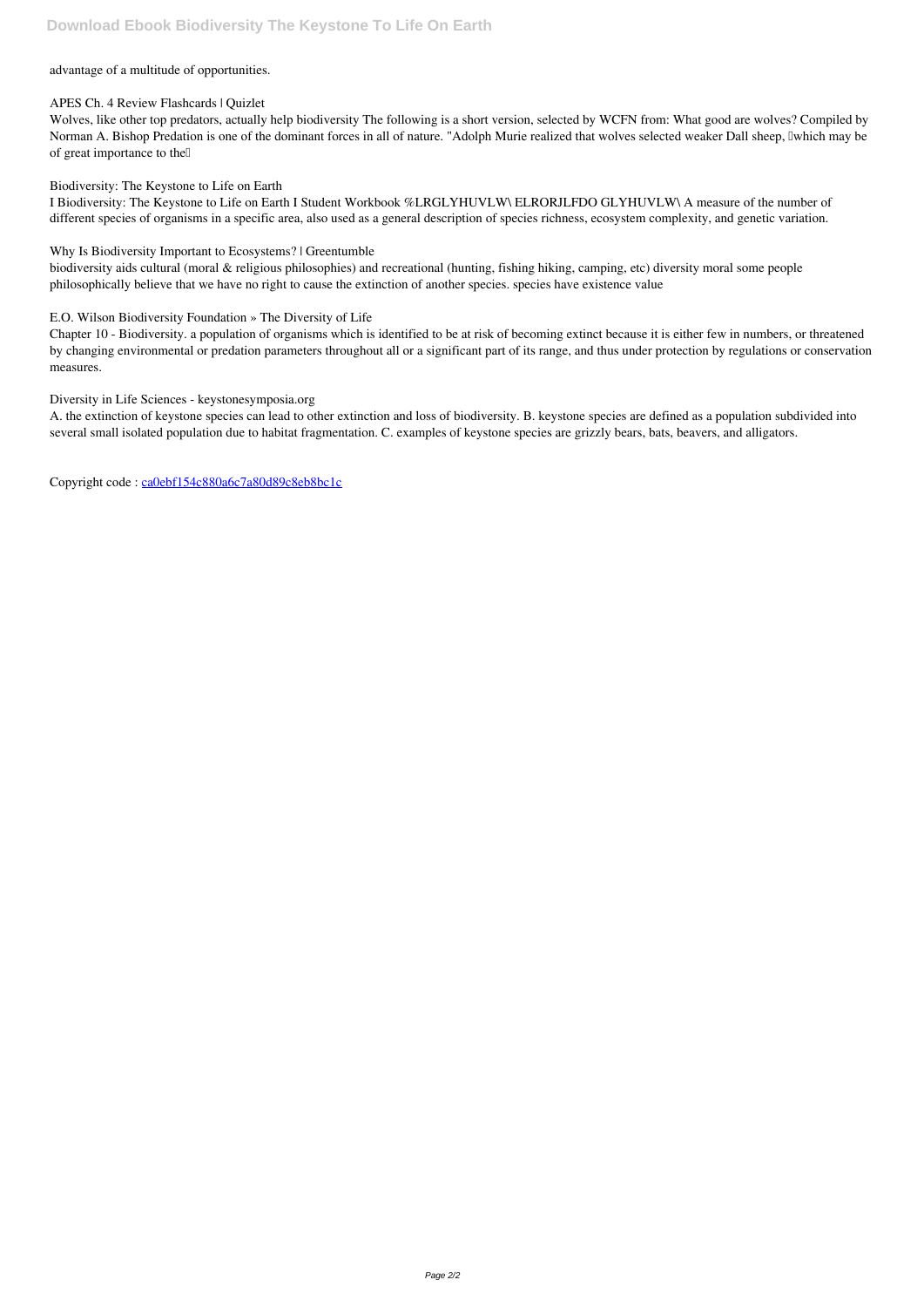advantage of a multitude of opportunities.

APES Ch. 4 Review Flashcards | Quizlet

Wolves, like other top predators, actually help biodiversity The following is a short version, selected by WCFN from: What good are wolves? Compiled by Norman A. Bishop Predation is one of the dominant forces in all of nature. "Adolph Murie realized that wolves selected weaker Dall sheep, which may be of great importance to the

Biodiversity: The Keystone to Life on Earth

I Biodiversity: The Keystone to Life on Earth I Student Workbook %LRGLYHUVLW\ ELRORJLFDO GLYHUVLW\ A measure of the number of different species of organisms in a specific area, also used as a general description of species richness, ecosystem complexity, and genetic variation.

Why Is Biodiversity Important to Ecosystems? | Greentumble

biodiversity aids cultural (moral & religious philosophies) and recreational (hunting, fishing hiking, camping, etc) diversity moral some people philosophically believe that we have no right to cause the extinction of another species. species have existence value

E.O. Wilson Biodiversity Foundation » The Diversity of Life

Chapter 10 - Biodiversity. a population of organisms which is identified to be at risk of becoming extinct because it is either few in numbers, or threatened by changing environmental or predation parameters throughout all or a significant part of its range, and thus under protection by regulations or conservation measures.

Diversity in Life Sciences - keystonesymposia.org

A. the extinction of keystone species can lead to other extinction and loss of biodiversity. B. keystone species are defined as a population subdivided into several small isolated population due to habitat fragmentation. C. examples of keystone species are grizzly bears, bats, beavers, and alligators.

Copyright code : ca0ebf154c880a6c7a80d89c8eb8bc1c